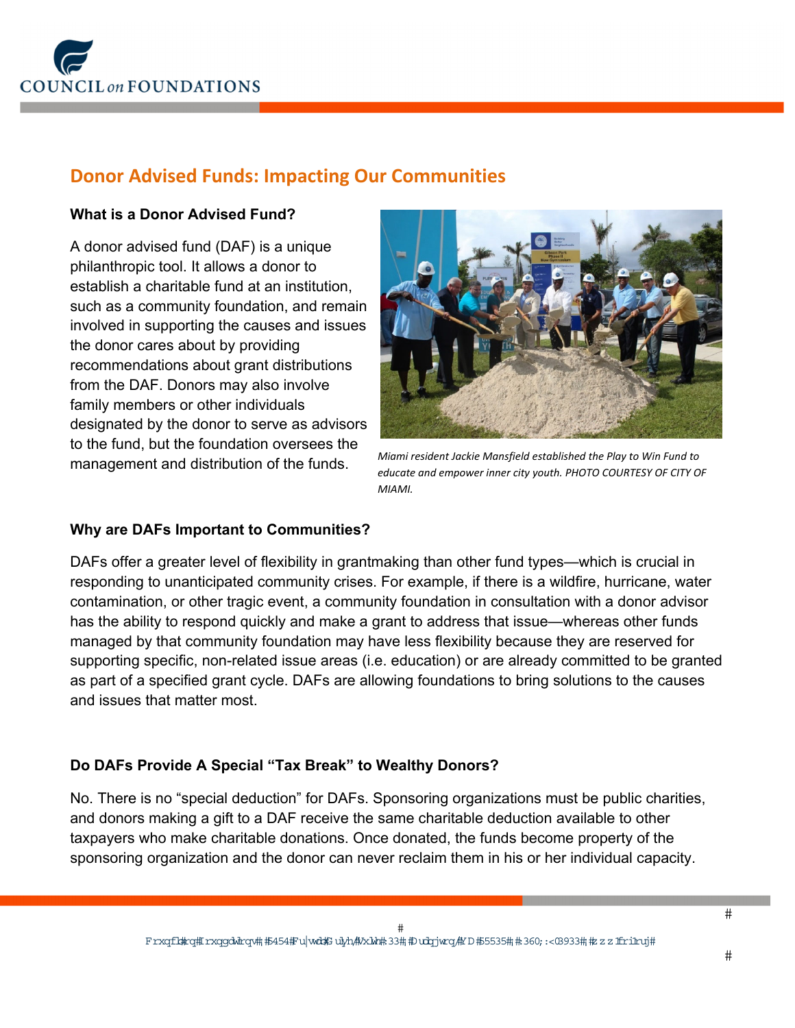# Donor Advised Funds: Impacting Our Communities

### What is a Donor Advised Fund?

A donor advised fund (DAF) is a unique philanthropic tool. It allows a donor to establish a charitable fund at an institution, such as a community foundation, and remain involved in supporting the causes and issues the donor cares about by providing recommendations about grant distributions from the DAF. Donors may also involve family members or other individuals designated by the donor to serve as advisors to the fund, but the foundation oversees the management and distribution of the funds.

*Miami resident Jackie Mansfield established the Play to Win Fund to educate and empower inner city youth. PHOTO COURTESY OF CITY OF MIAMI.*

### Why are DAFs Important to Communities?

DAFs offer a greater level of flexibility in grantmaking than other fund types—which is crucial in responding to unanticipated community crises. For example, if there is a wildfire, hurricane, water contamination, or other tragic event, a community foundation in consultation with a donor advisor has the ability to respond quickly and make a grant to address that issue—whereas other funds managed by that community foundation may have less flexibility because they are reserved for supporting specific, non-related issue areas (i.e. education) or are already committed to be granted as part of a specified grant cycle. DAFs are allowing foundations to bring solutions to the causes and issues that matter most.

### Do DAFs Provide A Special "Tax Break" to Wealthy Donors?

No. There is no "special deduction" for DAFs. Sponsoring organizations must be public charities, and donors making a gift to a DAF receive the same charitable deduction available to other taxpayers who make charitable donations. Once donated, the funds become property of the sponsoring organization and the donor can never reclaim them in his or her individual capacity.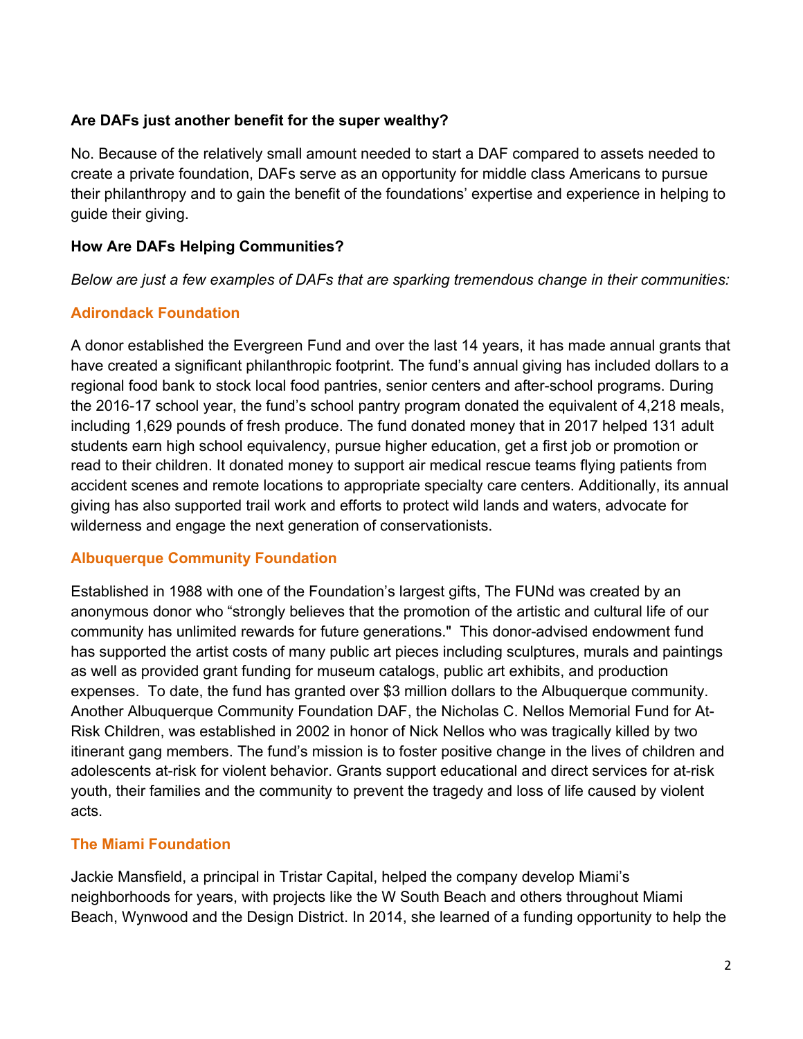**Are DAFs just another benefit for the super wealthy?**

No. Because of the relatively small amount needed to start a DAF compared to assets needed to create a private foundation, DAFs serve as an opportunity for middle class Americans to pursue their philanthropy and to gain the benefit of the foundations' expertise and experience in helping to guide their giving.

**How Are DAFs Helping Communities?**

*Below are just a few examples of DAFs that are sparking tremendous change in their communities:*

### Adirondack Foundation

A donor established the Evergreen Fund and over the last 14 years, it has made annual grants that have created a significant philanthropic footprint. The fund's annual giving has included dollars to a regional food bank to stock local food pantries, senior centers and after-school programs. During the 2016-17 school year, the fund's school pantry program donated the equivalent of 4,218 meals, including 1,629 pounds of fresh produce. The fund donated money that in 2017 helped 131 adult students earn high school equivalency, pursue higher education, get a first job or promotion or read to their children. It donated money to support air medical rescue teams flying patients from accident scenes and remote locations to appropriate specialty care centers. Additionally, its annual giving has also supported trail work and efforts to protect wild lands and waters, advocate for wilderness and engage the next generation of conservationists.

### Albuquerque Community Foundation

Established in 1988 with one of the Foundation's largest gifts, The FUNd was created by an anonymous donor who "strongly believes that the promotion of the artistic and cultural life of our community has unlimited rewards for future generations." This donor-advised endowment fund has supported the artist costs of many public art pieces including sculptures, murals and paintings as well as provided grant funding for museum catalogs, public art exhibits, and production expenses. To date, the fund has granted over $3 million dollars to the Albuquerque community. Another Albuquerque Community Foundation DAF, the Nicholas C. Nellos Memorial Fund for At-Risk Children, was established in 2002 in honor of Nick Nellos who was tragically killed by two itinerant gang members. The fund's mission is to foster positive change in the lives of children and adolescents at-risk for violent behavior. Grants support educational and direct services for at-risk youth, their families and the community to prevent the tragedy and loss of life caused by violent acts.

### The Miami Foundation

Jackie Mansfield, a principal in Tristar Capital, helped the company develop Miami's neighborhoods for years, with projects like the W South Beach and others throughout Miami Beach, Wynwood and the Design District. In 2014, she learned of a funding opportunity to help the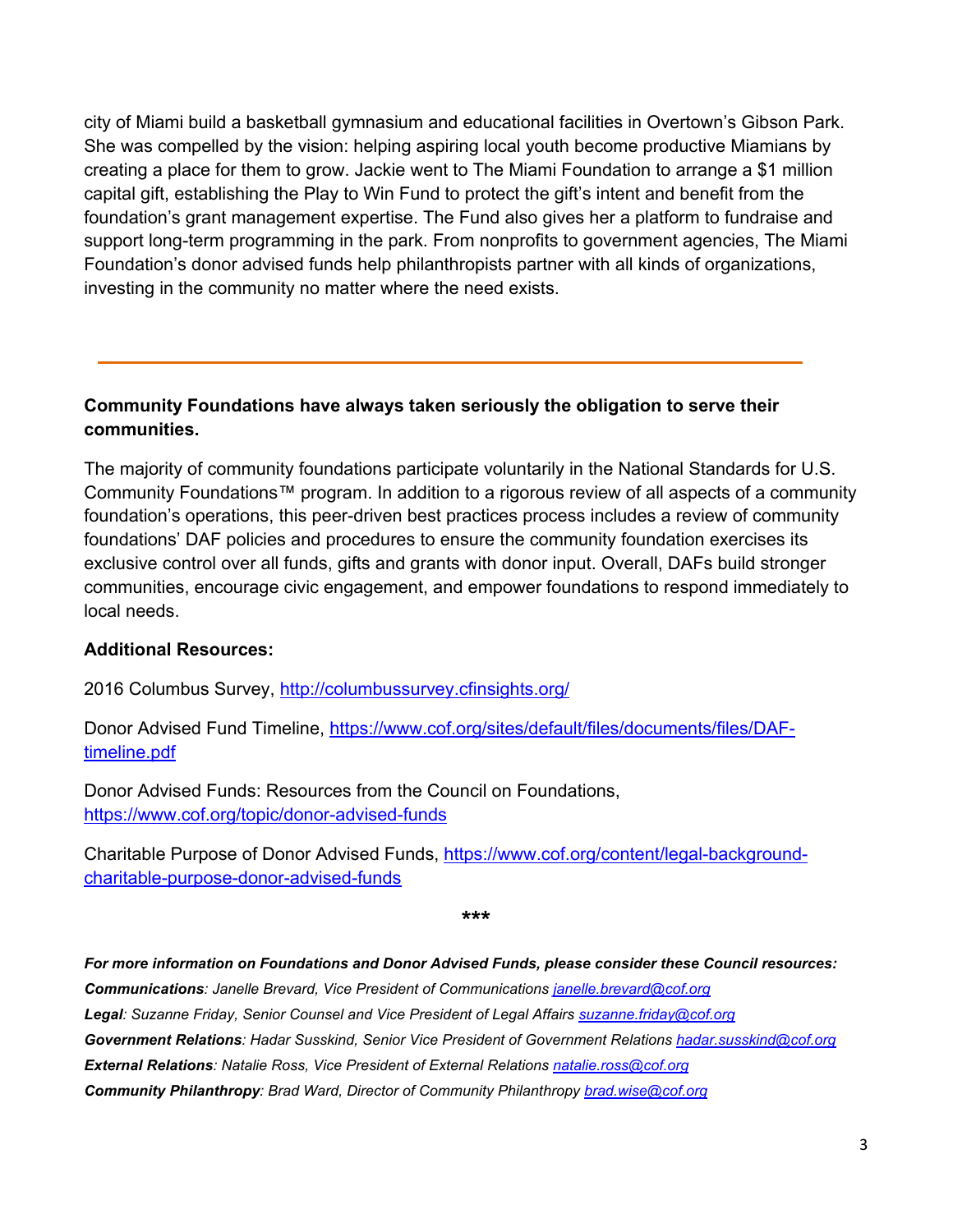city of Miami build a basketball gymnasium and educational facilities in Overtown's Gibson Park. She was compelled by the vision: helping aspiring local youth become productive Miamians by creating a place for them to grow. Jackie went to The Miami Foundation to arrange a $1 million capital gift, establishing the Play to Win Fund to protect the gift's intent and benefit from the foundation's grant management expertise. The Fund also gives her a platform to fundraise and support long-term programming in the park. From nonprofits to government agencies, The Miami Foundation's donor advised funds help philanthropists partner with all kinds of organizations, investing in the community no matter where the need exists.

---

**Community Foundations have always taken seriously the obligation to serve their communities.**

The majority of community foundations participate voluntarily in the National Standards for U.S. Community Foundations™ program. In addition to a rigorous review of all aspects of a community foundation's operations, this peer-driven best practices process includes a review of community foundations' DAF policies and procedures to ensure the community foundation exercises its exclusive control over all funds, gifts and grants with donor input. Overall, DAFs build stronger communities, encourage civic engagement, and empower foundations to respond immediately to local needs.

**Additional Resources:**

2016 Columbus Survey, http://columbussurvey.cfinsights.org/

Donor Advised Fund Timeline, https://www.cof.org/sites/default/files/documents/files/DAF-timeline.pdf

Donor Advised Funds: Resources from the Council on Foundations, https://www.cof.org/topic/donor-advised-funds

Charitable Purpose of Donor Advised Funds, https://www.cof.org/content/legal-background-charitable-purpose-donor-advised-funds

***

***For more information on Foundations and Donor Advised Funds, please consider these Council resources:***

***Communications**: Janelle Brevard, Vice President of Communications janelle.brevard@cof.org*

***Legal**: Suzanne Friday, Senior Counsel and Vice President of Legal Affairs suzanne.friday@cof.org*

***Government Relations**: Hadar Susskind, Senior Vice President of Government Relations hadar.susskind@cof.org*

***External Relations**: Natalie Ross, Vice President of External Relations natalie.ross@cof.org*

***Community Philanthropy**: Brad Ward, Director of Community Philanthropy brad.wise@cof.org*